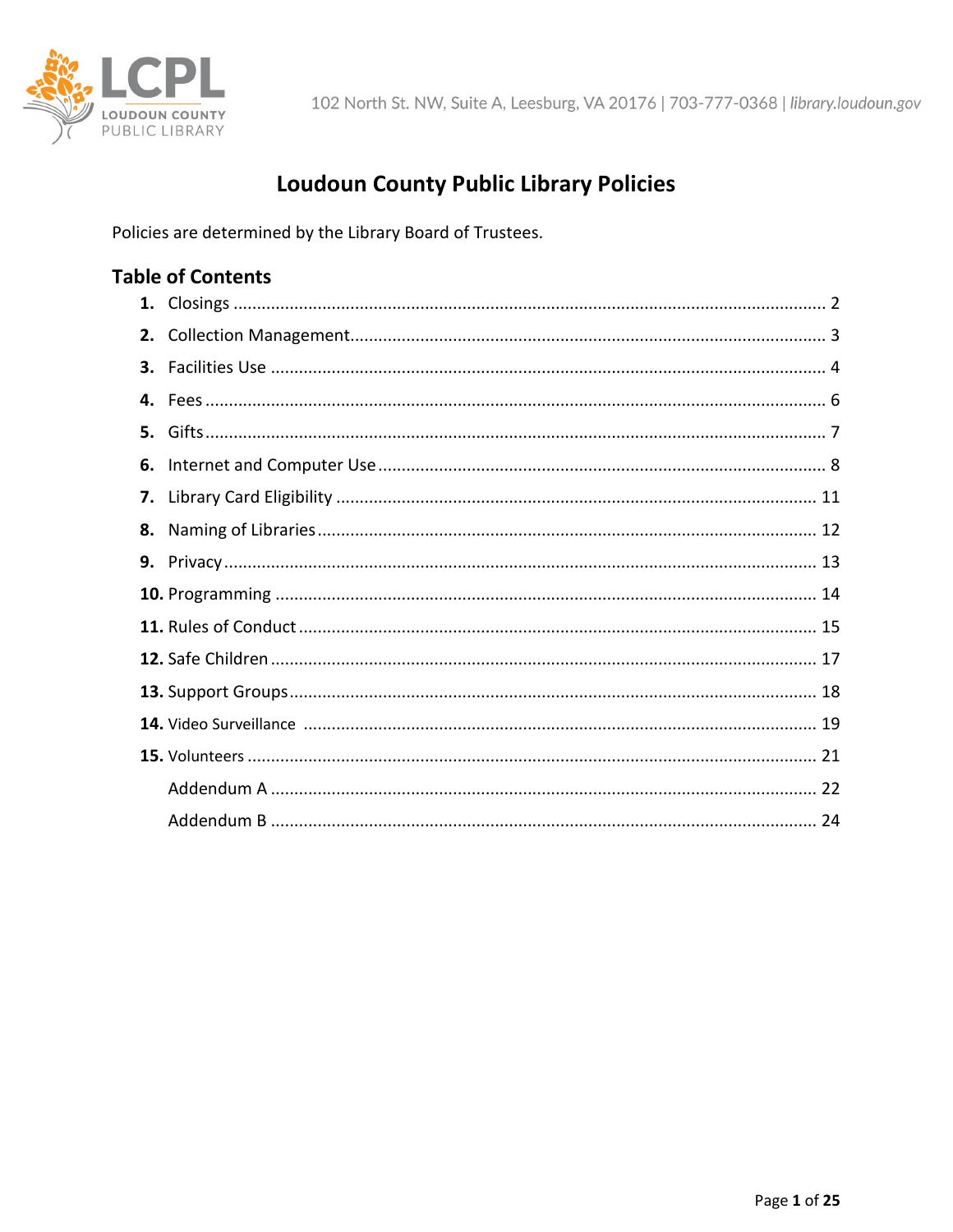# Loudoun County Public Library Policies

Policies are determined by the Library Board of Trustees.

## Table of Contents

1. Closings ..... 2
2. Collection Management ..... 3
3. Facilities Use ..... 4
4. Fees ..... 6
5. Gifts ..... 7
6. Internet and Computer Use ..... 8
7. Library Card Eligibility ..... 11
8. Naming of Libraries ..... 12
9. Privacy ..... 13
10. Programming ..... 14
11. Rules of Conduct ..... 15
12. Safe Children ..... 17
13. Support Groups ..... 18
14. Video Surveillance ..... 19
15. Volunteers ..... 21

    Addendum A ..... 22

    Addendum B ..... 24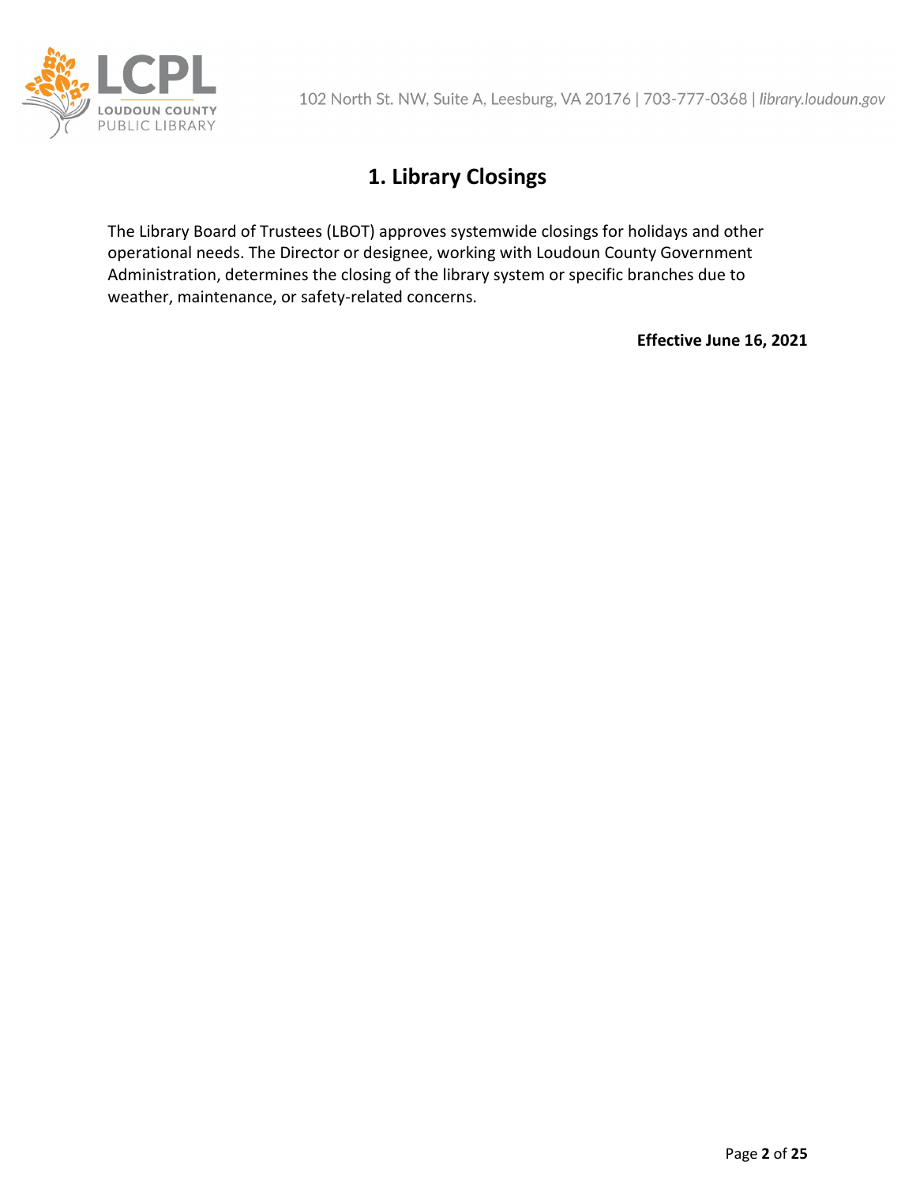# 1. Library Closings

The Library Board of Trustees (LBOT) approves systemwide closings for holidays and other operational needs. The Director or designee, working with Loudoun County Government Administration, determines the closing of the library system or specific branches due to weather, maintenance, or safety-related concerns.

**Effective June 16, 2021**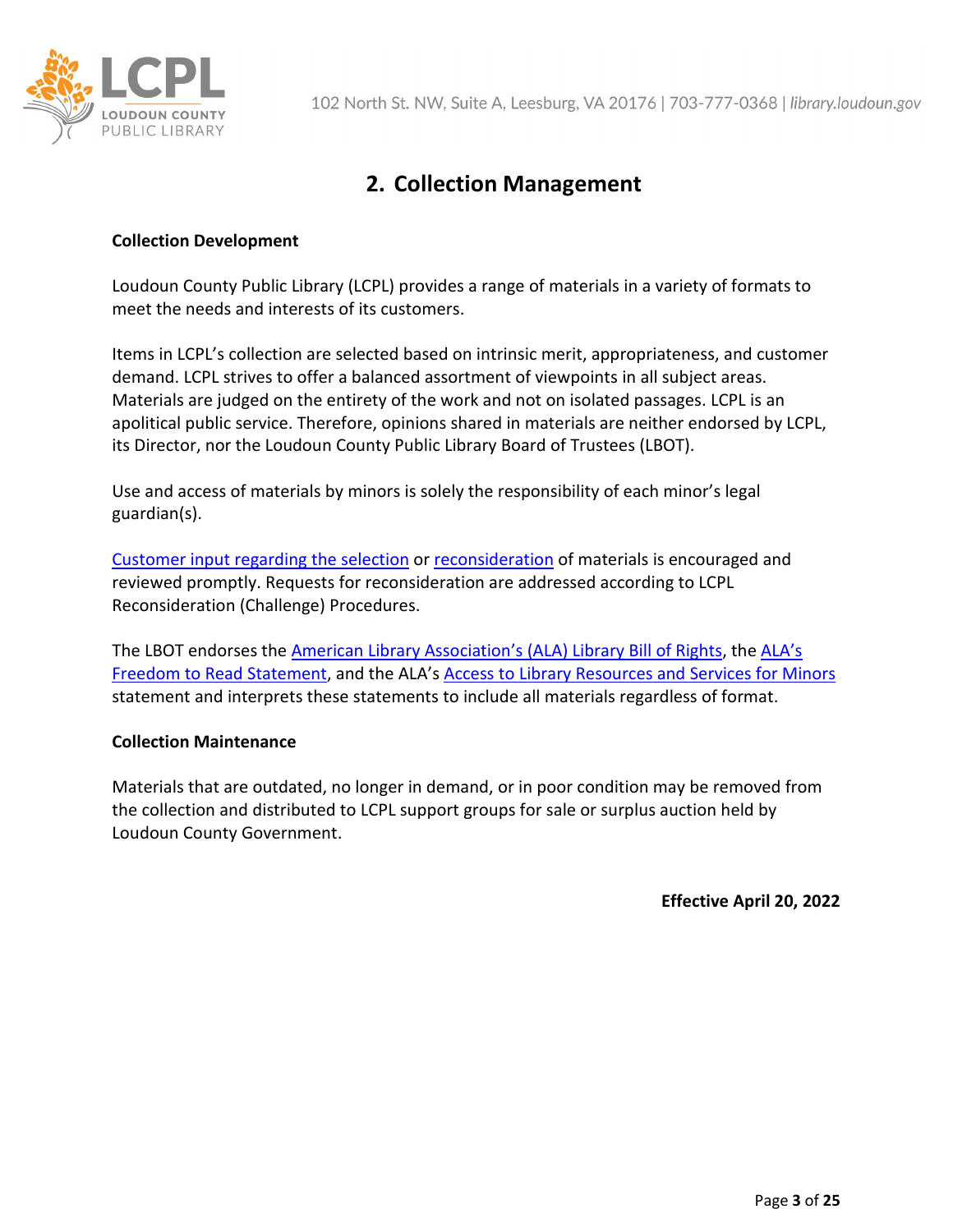## 2. Collection Management

**Collection Development**

Loudoun County Public Library (LCPL) provides a range of materials in a variety of formats to meet the needs and interests of its customers.

Items in LCPL's collection are selected based on intrinsic merit, appropriateness, and customer demand. LCPL strives to offer a balanced assortment of viewpoints in all subject areas. Materials are judged on the entirety of the work and not on isolated passages. LCPL is an apolitical public service. Therefore, opinions shared in materials are neither endorsed by LCPL, its Director, nor the Loudoun County Public Library Board of Trustees (LBOT).

Use and access of materials by minors is solely the responsibility of each minor's legal guardian(s).

Customer input regarding the selection or reconsideration of materials is encouraged and reviewed promptly. Requests for reconsideration are addressed according to LCPL Reconsideration (Challenge) Procedures.

The LBOT endorses the American Library Association's (ALA) Library Bill of Rights, the ALA's Freedom to Read Statement, and the ALA's Access to Library Resources and Services for Minors statement and interprets these statements to include all materials regardless of format.

**Collection Maintenance**

Materials that are outdated, no longer in demand, or in poor condition may be removed from the collection and distributed to LCPL support groups for sale or surplus auction held by Loudoun County Government.

**Effective April 20, 2022**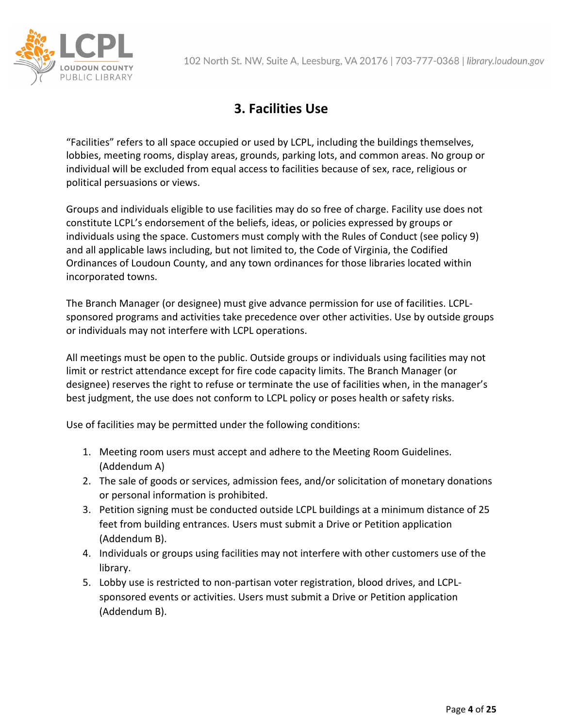## 3. Facilities Use

"Facilities" refers to all space occupied or used by LCPL, including the buildings themselves, lobbies, meeting rooms, display areas, grounds, parking lots, and common areas. No group or individual will be excluded from equal access to facilities because of sex, race, religious or political persuasions or views.

Groups and individuals eligible to use facilities may do so free of charge. Facility use does not constitute LCPL's endorsement of the beliefs, ideas, or policies expressed by groups or individuals using the space. Customers must comply with the Rules of Conduct (see policy 9) and all applicable laws including, but not limited to, the Code of Virginia, the Codified Ordinances of Loudoun County, and any town ordinances for those libraries located within incorporated towns.

The Branch Manager (or designee) must give advance permission for use of facilities. LCPL-sponsored programs and activities take precedence over other activities. Use by outside groups or individuals may not interfere with LCPL operations.

All meetings must be open to the public. Outside groups or individuals using facilities may not limit or restrict attendance except for fire code capacity limits. The Branch Manager (or designee) reserves the right to refuse or terminate the use of facilities when, in the manager's best judgment, the use does not conform to LCPL policy or poses health or safety risks.

Use of facilities may be permitted under the following conditions:

1. Meeting room users must accept and adhere to the Meeting Room Guidelines. (Addendum A)
2. The sale of goods or services, admission fees, and/or solicitation of monetary donations or personal information is prohibited.
3. Petition signing must be conducted outside LCPL buildings at a minimum distance of 25 feet from building entrances. Users must submit a Drive or Petition application (Addendum B).
4. Individuals or groups using facilities may not interfere with other customers use of the library.
5. Lobby use is restricted to non-partisan voter registration, blood drives, and LCPL-sponsored events or activities. Users must submit a Drive or Petition application (Addendum B).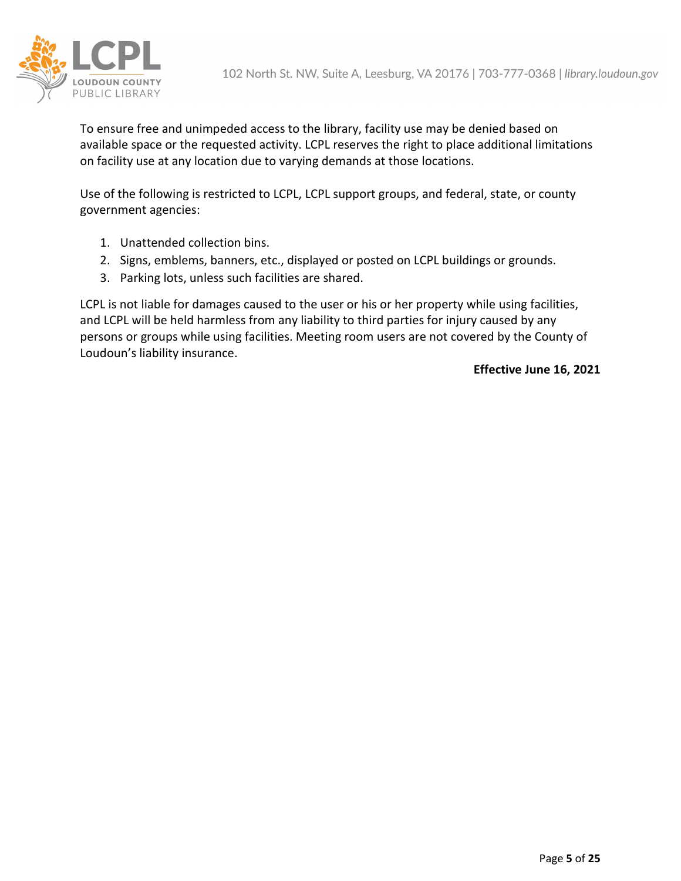To ensure free and unimpeded access to the library, facility use may be denied based on available space or the requested activity. LCPL reserves the right to place additional limitations on facility use at any location due to varying demands at those locations.

Use of the following is restricted to LCPL, LCPL support groups, and federal, state, or county government agencies:

1. Unattended collection bins.
2. Signs, emblems, banners, etc., displayed or posted on LCPL buildings or grounds.
3. Parking lots, unless such facilities are shared.

LCPL is not liable for damages caused to the user or his or her property while using facilities, and LCPL will be held harmless from any liability to third parties for injury caused by any persons or groups while using facilities. Meeting room users are not covered by the County of Loudoun's liability insurance.

**Effective June 16, 2021**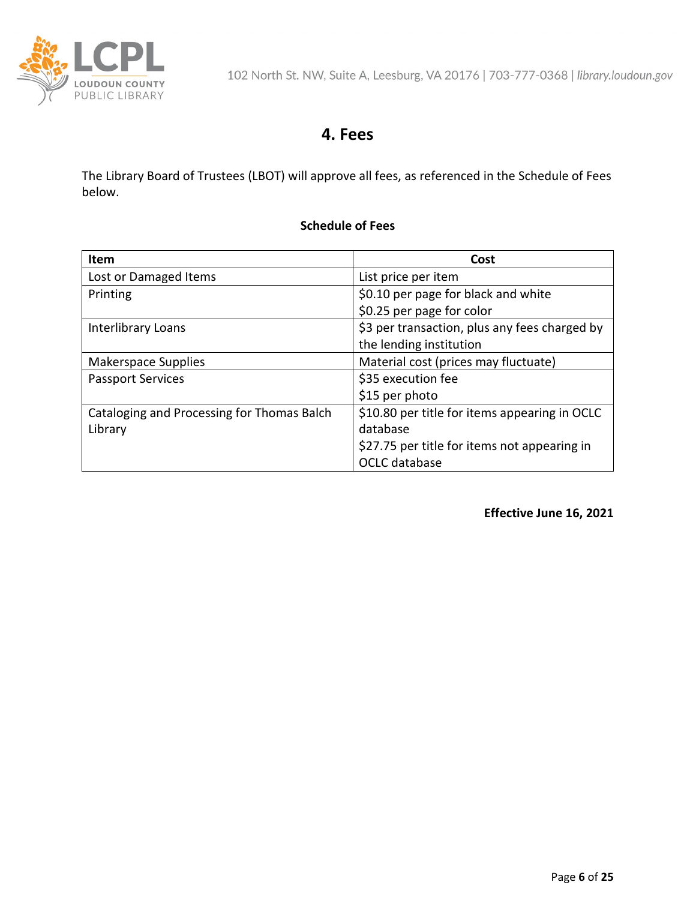# 4. Fees

The Library Board of Trustees (LBOT) will approve all fees, as referenced in the Schedule of Fees below.

**Schedule of Fees**

| Item | Cost |
|---|---|
| Lost or Damaged Items | List price per item |
| Printing | $0.10 per page for black and white<br>$0.25 per page for color |
| Interlibrary Loans | $3 per transaction, plus any fees charged by the lending institution |
| Makerspace Supplies | Material cost (prices may fluctuate) |
| Passport Services | $35 execution fee<br>$15 per photo |
| Cataloging and Processing for Thomas Balch Library | $10.80 per title for items appearing in OCLC database<br>$27.75 per title for items not appearing in OCLC database |

**Effective June 16, 2021**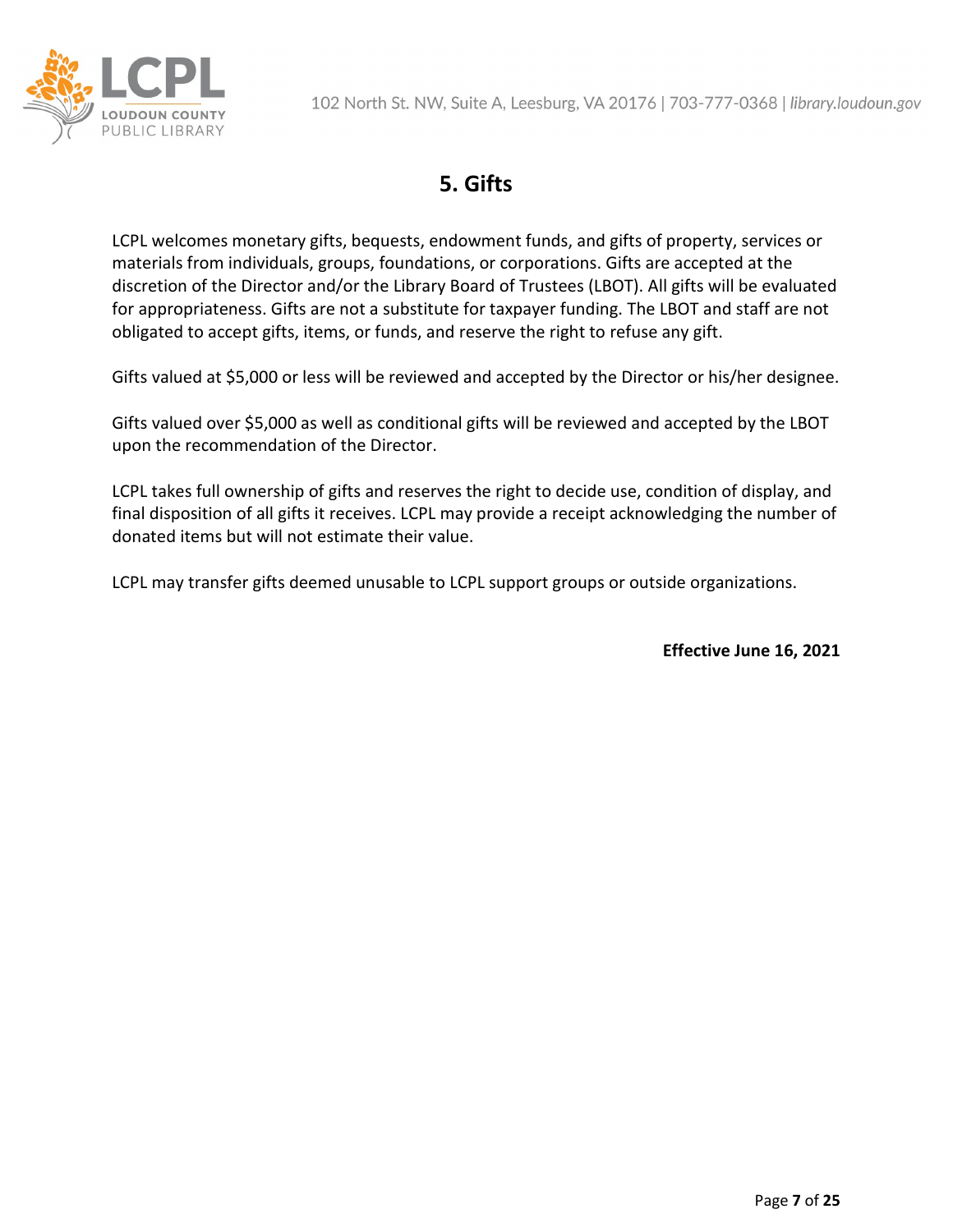# 5. Gifts

LCPL welcomes monetary gifts, bequests, endowment funds, and gifts of property, services or materials from individuals, groups, foundations, or corporations. Gifts are accepted at the discretion of the Director and/or the Library Board of Trustees (LBOT). All gifts will be evaluated for appropriateness. Gifts are not a substitute for taxpayer funding. The LBOT and staff are not obligated to accept gifts, items, or funds, and reserve the right to refuse any gift.

Gifts valued at $5,000 or less will be reviewed and accepted by the Director or his/her designee.

Gifts valued over $5,000 as well as conditional gifts will be reviewed and accepted by the LBOT upon the recommendation of the Director.

LCPL takes full ownership of gifts and reserves the right to decide use, condition of display, and final disposition of all gifts it receives. LCPL may provide a receipt acknowledging the number of donated items but will not estimate their value.

LCPL may transfer gifts deemed unusable to LCPL support groups or outside organizations.

**Effective June 16, 2021**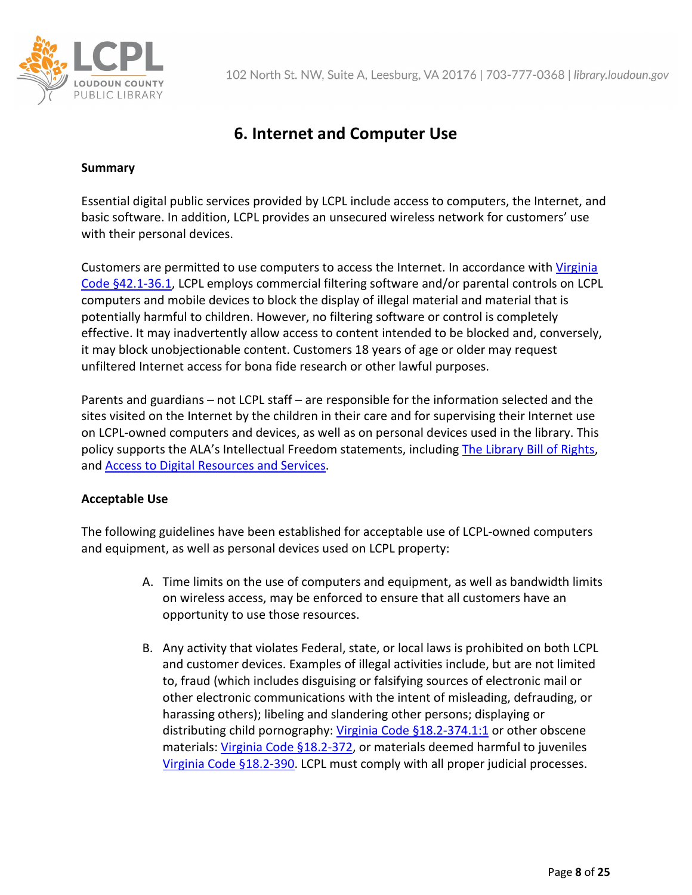# 6. Internet and Computer Use

**Summary**

Essential digital public services provided by LCPL include access to computers, the Internet, and basic software. In addition, LCPL provides an unsecured wireless network for customers' use with their personal devices.

Customers are permitted to use computers to access the Internet. In accordance with Virginia Code §42.1-36.1, LCPL employs commercial filtering software and/or parental controls on LCPL computers and mobile devices to block the display of illegal material and material that is potentially harmful to children. However, no filtering software or control is completely effective. It may inadvertently allow access to content intended to be blocked and, conversely, it may block unobjectionable content. Customers 18 years of age or older may request unfiltered Internet access for bona fide research or other lawful purposes.

Parents and guardians – not LCPL staff – are responsible for the information selected and the sites visited on the Internet by the children in their care and for supervising their Internet use on LCPL-owned computers and devices, as well as on personal devices used in the library. This policy supports the ALA's Intellectual Freedom statements, including The Library Bill of Rights, and Access to Digital Resources and Services.

**Acceptable Use**

The following guidelines have been established for acceptable use of LCPL-owned computers and equipment, as well as personal devices used on LCPL property:

A. Time limits on the use of computers and equipment, as well as bandwidth limits on wireless access, may be enforced to ensure that all customers have an opportunity to use those resources.

B. Any activity that violates Federal, state, or local laws is prohibited on both LCPL and customer devices. Examples of illegal activities include, but are not limited to, fraud (which includes disguising or falsifying sources of electronic mail or other electronic communications with the intent of misleading, defrauding, or harassing others); libeling and slandering other persons; displaying or distributing child pornography: Virginia Code §18.2-374.1:1 or other obscene materials: Virginia Code §18.2-372, or materials deemed harmful to juveniles Virginia Code §18.2-390. LCPL must comply with all proper judicial processes.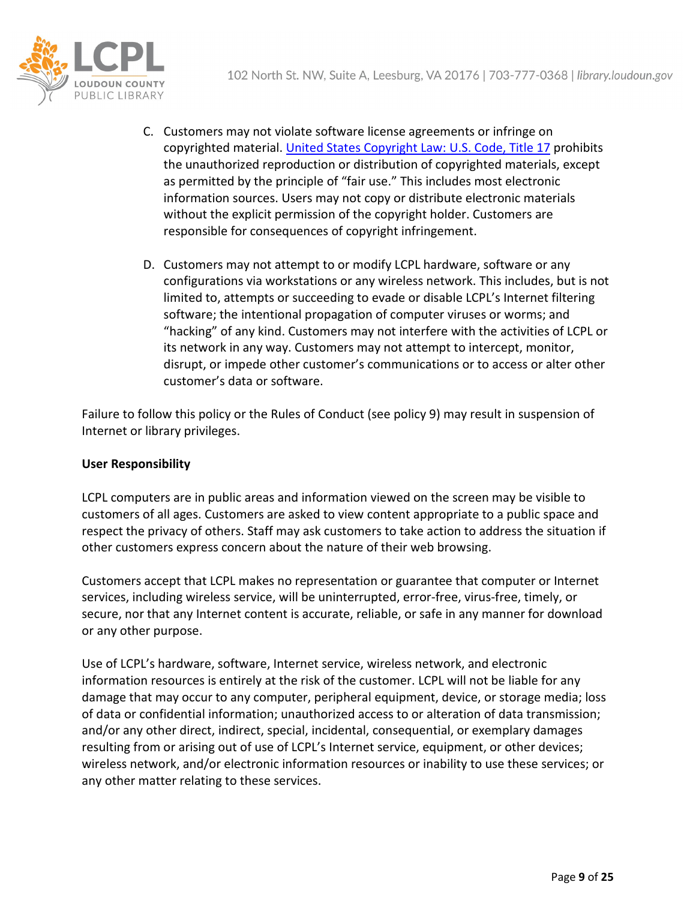C. Customers may not violate software license agreements or infringe on copyrighted material. [United States Copyright Law: U.S. Code, Title 17](#) prohibits the unauthorized reproduction or distribution of copyrighted materials, except as permitted by the principle of "fair use." This includes most electronic information sources. Users may not copy or distribute electronic materials without the explicit permission of the copyright holder. Customers are responsible for consequences of copyright infringement.

D. Customers may not attempt to or modify LCPL hardware, software or any configurations via workstations or any wireless network. This includes, but is not limited to, attempts or succeeding to evade or disable LCPL's Internet filtering software; the intentional propagation of computer viruses or worms; and "hacking" of any kind. Customers may not interfere with the activities of LCPL or its network in any way. Customers may not attempt to intercept, monitor, disrupt, or impede other customer's communications or to access or alter other customer's data or software.

Failure to follow this policy or the Rules of Conduct (see policy 9) may result in suspension of Internet or library privileges.

**User Responsibility**

LCPL computers are in public areas and information viewed on the screen may be visible to customers of all ages. Customers are asked to view content appropriate to a public space and respect the privacy of others. Staff may ask customers to take action to address the situation if other customers express concern about the nature of their web browsing.

Customers accept that LCPL makes no representation or guarantee that computer or Internet services, including wireless service, will be uninterrupted, error-free, virus-free, timely, or secure, nor that any Internet content is accurate, reliable, or safe in any manner for download or any other purpose.

Use of LCPL's hardware, software, Internet service, wireless network, and electronic information resources is entirely at the risk of the customer. LCPL will not be liable for any damage that may occur to any computer, peripheral equipment, device, or storage media; loss of data or confidential information; unauthorized access to or alteration of data transmission; and/or any other direct, indirect, special, incidental, consequential, or exemplary damages resulting from or arising out of use of LCPL's Internet service, equipment, or other devices; wireless network, and/or electronic information resources or inability to use these services; or any other matter relating to these services.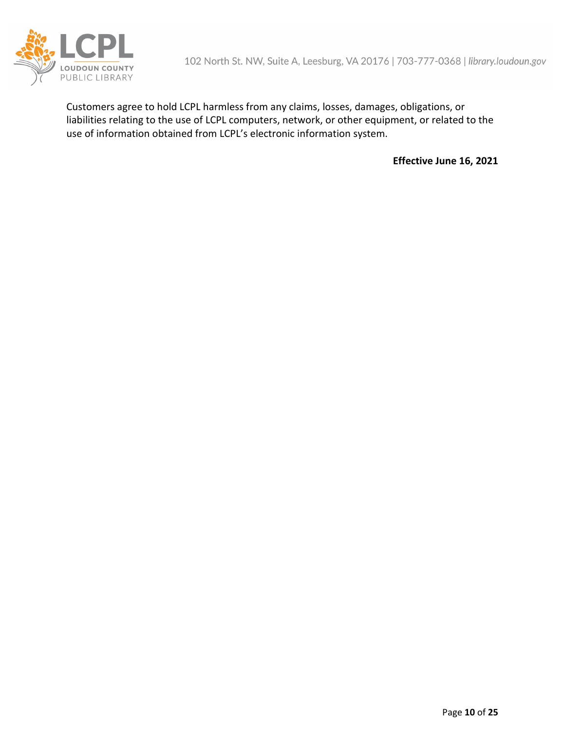Customers agree to hold LCPL harmless from any claims, losses, damages, obligations, or liabilities relating to the use of LCPL computers, network, or other equipment, or related to the use of information obtained from LCPL's electronic information system.

**Effective June 16, 2021**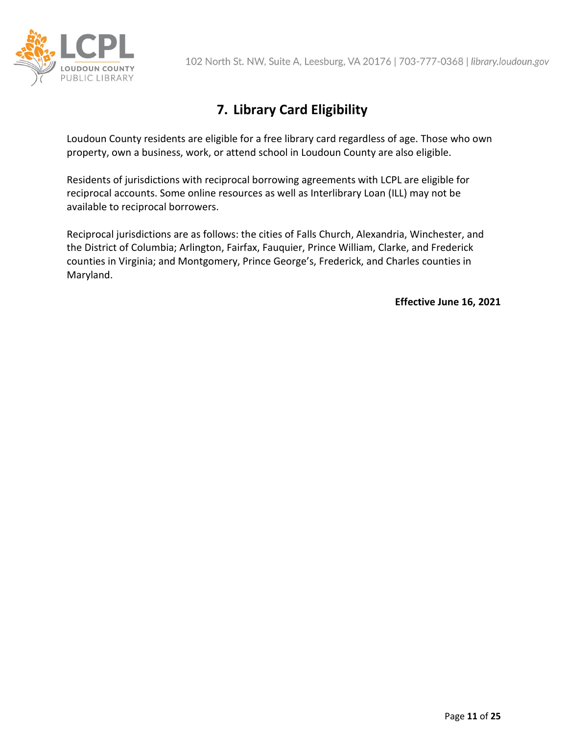## 7. Library Card Eligibility

Loudoun County residents are eligible for a free library card regardless of age. Those who own property, own a business, work, or attend school in Loudoun County are also eligible.

Residents of jurisdictions with reciprocal borrowing agreements with LCPL are eligible for reciprocal accounts. Some online resources as well as Interlibrary Loan (ILL) may not be available to reciprocal borrowers.

Reciprocal jurisdictions are as follows: the cities of Falls Church, Alexandria, Winchester, and the District of Columbia; Arlington, Fairfax, Fauquier, Prince William, Clarke, and Frederick counties in Virginia; and Montgomery, Prince George's, Frederick, and Charles counties in Maryland.

**Effective June 16, 2021**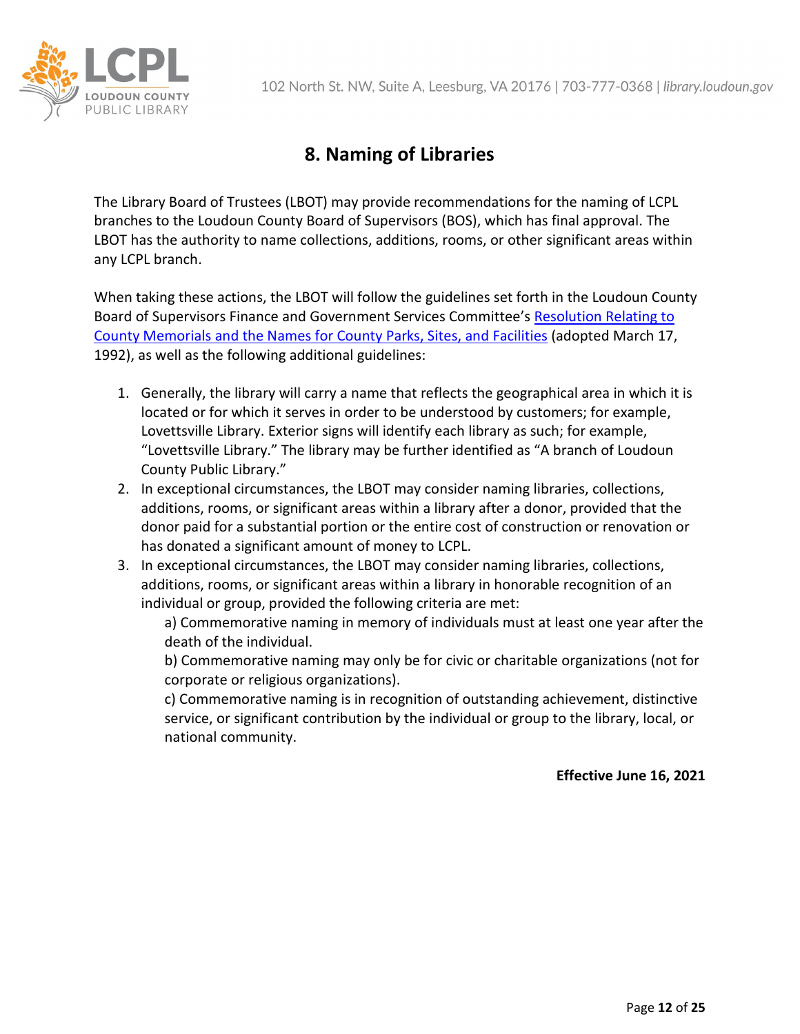# 8. Naming of Libraries

The Library Board of Trustees (LBOT) may provide recommendations for the naming of LCPL branches to the Loudoun County Board of Supervisors (BOS), which has final approval. The LBOT has the authority to name collections, additions, rooms, or other significant areas within any LCPL branch.

When taking these actions, the LBOT will follow the guidelines set forth in the Loudoun County Board of Supervisors Finance and Government Services Committee's Resolution Relating to County Memorials and the Names for County Parks, Sites, and Facilities (adopted March 17, 1992), as well as the following additional guidelines:

1. Generally, the library will carry a name that reflects the geographical area in which it is located or for which it serves in order to be understood by customers; for example, Lovettsville Library. Exterior signs will identify each library as such; for example, "Lovettsville Library." The library may be further identified as "A branch of Loudoun County Public Library."
2. In exceptional circumstances, the LBOT may consider naming libraries, collections, additions, rooms, or significant areas within a library after a donor, provided that the donor paid for a substantial portion or the entire cost of construction or renovation or has donated a significant amount of money to LCPL.
3. In exceptional circumstances, the LBOT may consider naming libraries, collections, additions, rooms, or significant areas within a library in honorable recognition of an individual or group, provided the following criteria are met:
   a) Commemorative naming in memory of individuals must at least one year after the death of the individual.
   b) Commemorative naming may only be for civic or charitable organizations (not for corporate or religious organizations).
   c) Commemorative naming is in recognition of outstanding achievement, distinctive service, or significant contribution by the individual or group to the library, local, or national community.

**Effective June 16, 2021**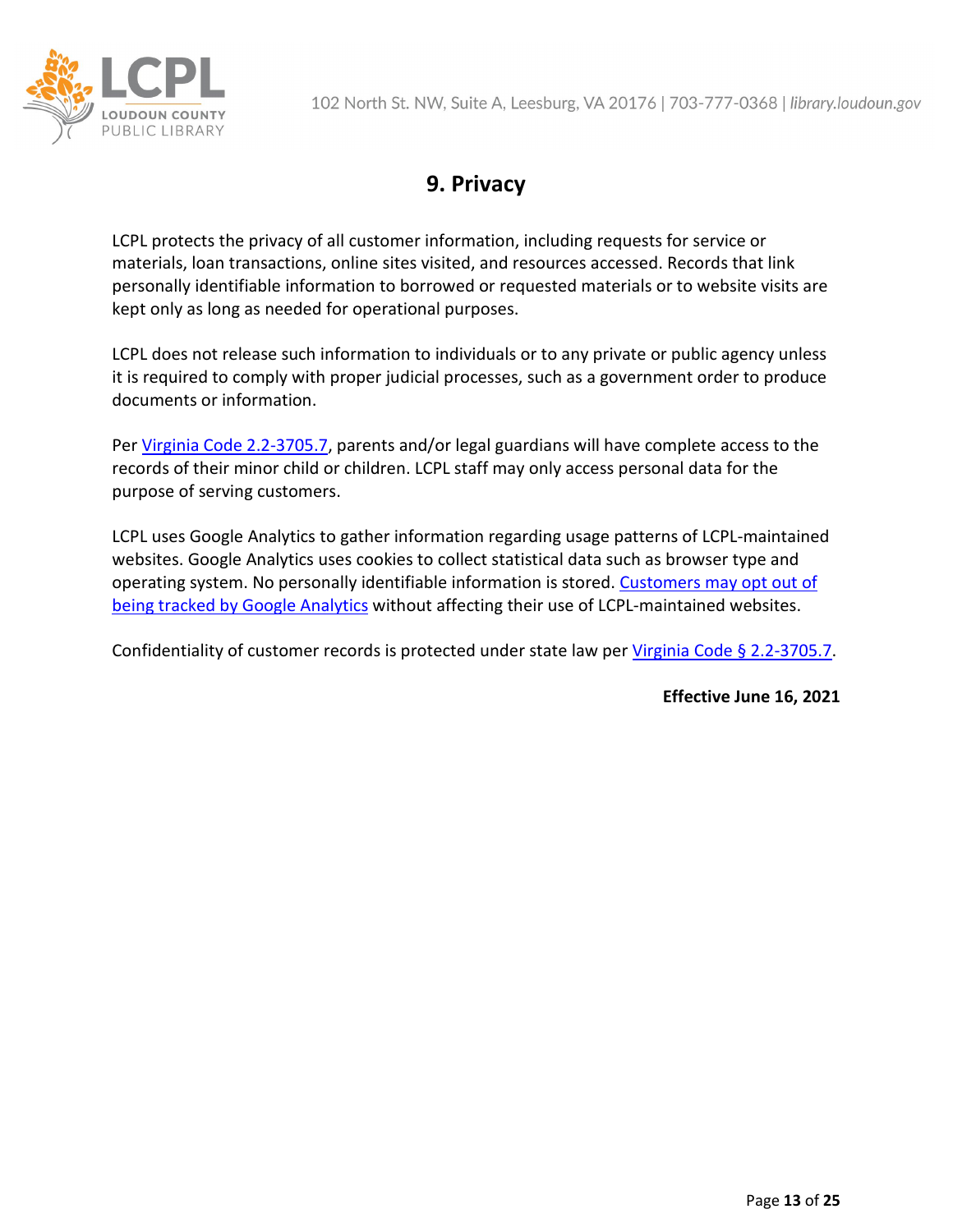# 9. Privacy

LCPL protects the privacy of all customer information, including requests for service or materials, loan transactions, online sites visited, and resources accessed. Records that link personally identifiable information to borrowed or requested materials or to website visits are kept only as long as needed for operational purposes.

LCPL does not release such information to individuals or to any private or public agency unless it is required to comply with proper judicial processes, such as a government order to produce documents or information.

Per Virginia Code 2.2-3705.7, parents and/or legal guardians will have complete access to the records of their minor child or children. LCPL staff may only access personal data for the purpose of serving customers.

LCPL uses Google Analytics to gather information regarding usage patterns of LCPL-maintained websites. Google Analytics uses cookies to collect statistical data such as browser type and operating system. No personally identifiable information is stored. Customers may opt out of being tracked by Google Analytics without affecting their use of LCPL-maintained websites.

Confidentiality of customer records is protected under state law per Virginia Code § 2.2-3705.7.

**Effective June 16, 2021**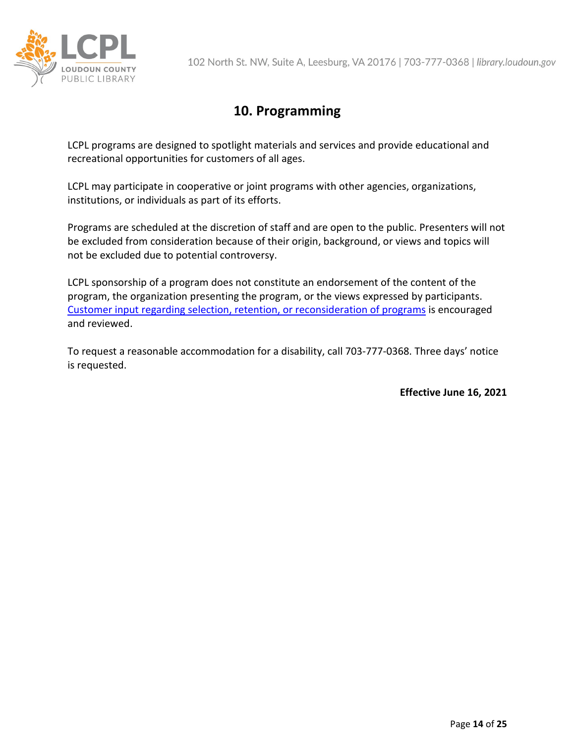# 10. Programming

LCPL programs are designed to spotlight materials and services and provide educational and recreational opportunities for customers of all ages.

LCPL may participate in cooperative or joint programs with other agencies, organizations, institutions, or individuals as part of its efforts.

Programs are scheduled at the discretion of staff and are open to the public. Presenters will not be excluded from consideration because of their origin, background, or views and topics will not be excluded due to potential controversy.

LCPL sponsorship of a program does not constitute an endorsement of the content of the program, the organization presenting the program, or the views expressed by participants. Customer input regarding selection, retention, or reconsideration of programs is encouraged and reviewed.

To request a reasonable accommodation for a disability, call 703-777-0368. Three days' notice is requested.

**Effective June 16, 2021**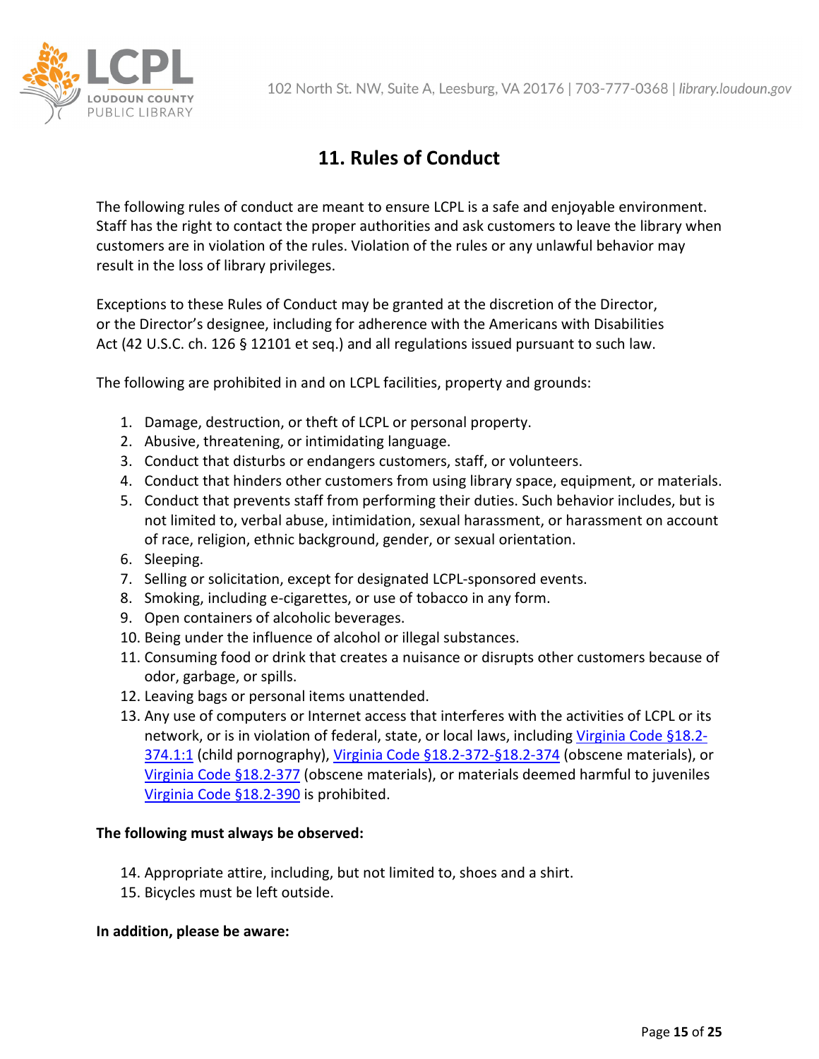## 11. Rules of Conduct

The following rules of conduct are meant to ensure LCPL is a safe and enjoyable environment. Staff has the right to contact the proper authorities and ask customers to leave the library when customers are in violation of the rules. Violation of the rules or any unlawful behavior may result in the loss of library privileges.

Exceptions to these Rules of Conduct may be granted at the discretion of the Director, or the Director's designee, including for adherence with the Americans with Disabilities Act (42 U.S.C. ch. 126 § 12101 et seq.) and all regulations issued pursuant to such law.

The following are prohibited in and on LCPL facilities, property and grounds:

1. Damage, destruction, or theft of LCPL or personal property.
2. Abusive, threatening, or intimidating language.
3. Conduct that disturbs or endangers customers, staff, or volunteers.
4. Conduct that hinders other customers from using library space, equipment, or materials.
5. Conduct that prevents staff from performing their duties. Such behavior includes, but is not limited to, verbal abuse, intimidation, sexual harassment, or harassment on account of race, religion, ethnic background, gender, or sexual orientation.
6. Sleeping.
7. Selling or solicitation, except for designated LCPL-sponsored events.
8. Smoking, including e-cigarettes, or use of tobacco in any form.
9. Open containers of alcoholic beverages.
10. Being under the influence of alcohol or illegal substances.
11. Consuming food or drink that creates a nuisance or disrupts other customers because of odor, garbage, or spills.
12. Leaving bags or personal items unattended.
13. Any use of computers or Internet access that interferes with the activities of LCPL or its network, or is in violation of federal, state, or local laws, including Virginia Code §18.2-374.1:1 (child pornography), Virginia Code §18.2-372-§18.2-374 (obscene materials), or Virginia Code §18.2-377 (obscene materials), or materials deemed harmful to juveniles Virginia Code §18.2-390 is prohibited.

**The following must always be observed:**

14. Appropriate attire, including, but not limited to, shoes and a shirt.
15. Bicycles must be left outside.

**In addition, please be aware:**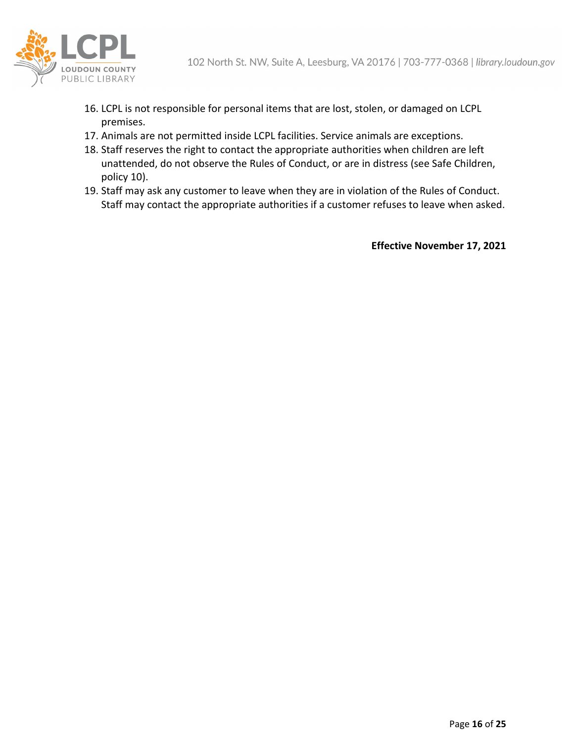16. LCPL is not responsible for personal items that are lost, stolen, or damaged on LCPL premises.
17. Animals are not permitted inside LCPL facilities. Service animals are exceptions.
18. Staff reserves the right to contact the appropriate authorities when children are left unattended, do not observe the Rules of Conduct, or are in distress (see Safe Children, policy 10).
19. Staff may ask any customer to leave when they are in violation of the Rules of Conduct. Staff may contact the appropriate authorities if a customer refuses to leave when asked.

**Effective November 17, 2021**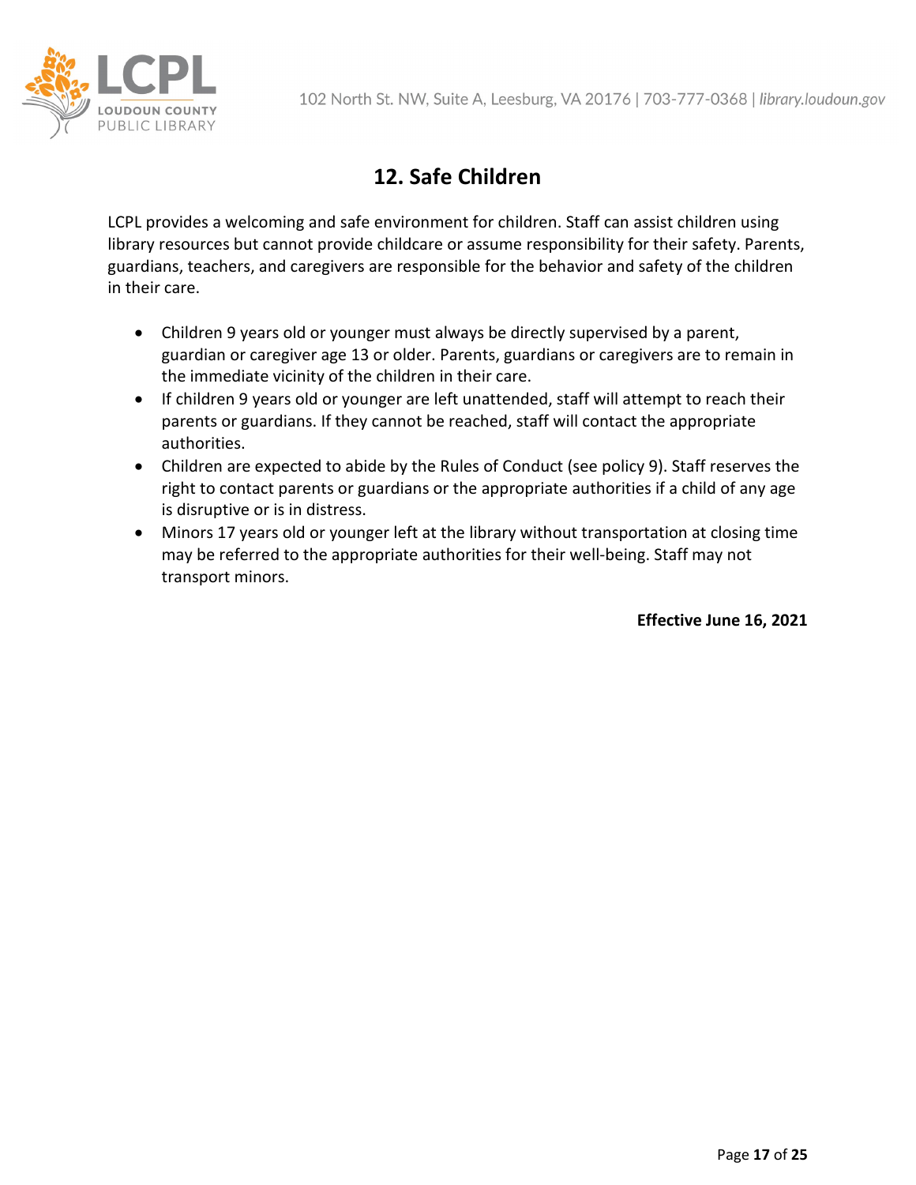## 12. Safe Children

LCPL provides a welcoming and safe environment for children. Staff can assist children using library resources but cannot provide childcare or assume responsibility for their safety. Parents, guardians, teachers, and caregivers are responsible for the behavior and safety of the children in their care.

- Children 9 years old or younger must always be directly supervised by a parent, guardian or caregiver age 13 or older. Parents, guardians or caregivers are to remain in the immediate vicinity of the children in their care.
- If children 9 years old or younger are left unattended, staff will attempt to reach their parents or guardians. If they cannot be reached, staff will contact the appropriate authorities.
- Children are expected to abide by the Rules of Conduct (see policy 9). Staff reserves the right to contact parents or guardians or the appropriate authorities if a child of any age is disruptive or is in distress.
- Minors 17 years old or younger left at the library without transportation at closing time may be referred to the appropriate authorities for their well-being. Staff may not transport minors.

**Effective June 16, 2021**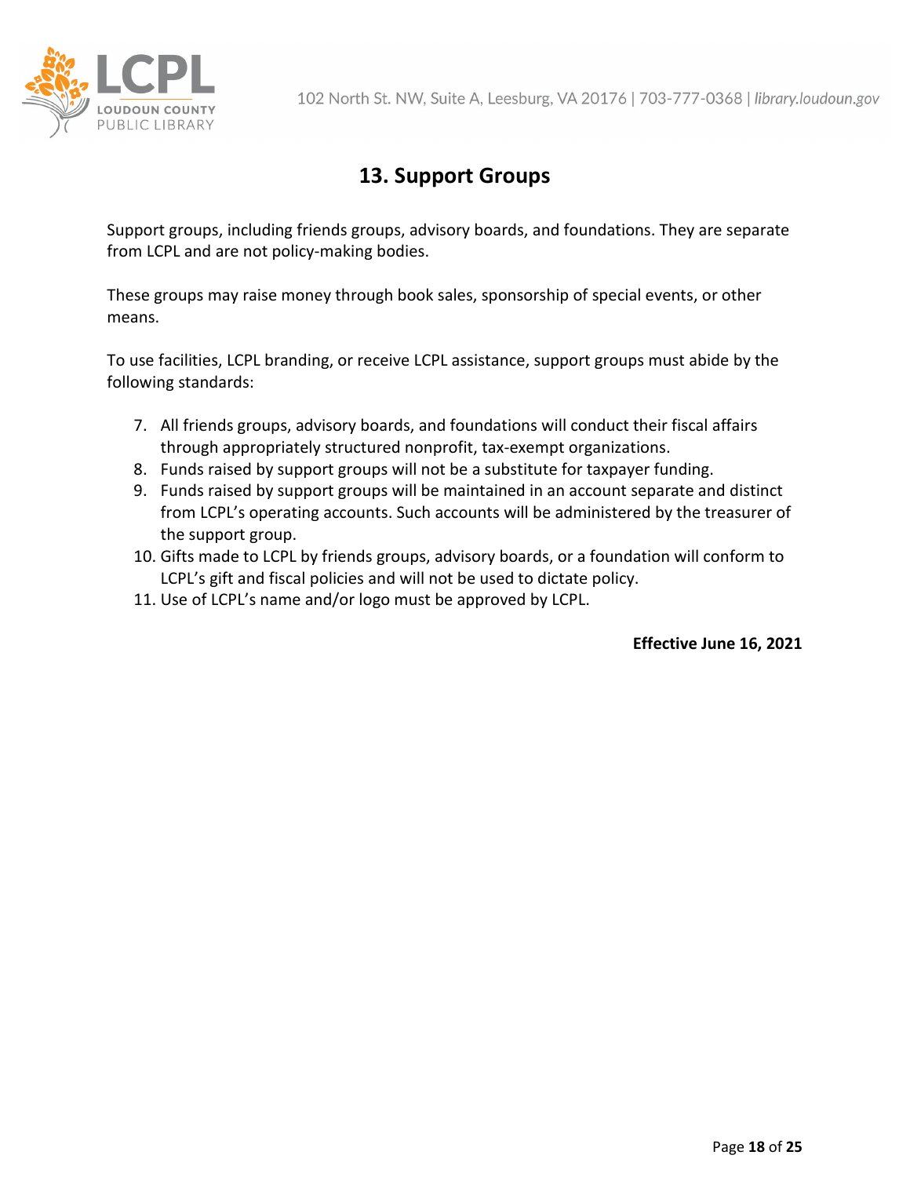## 13. Support Groups

Support groups, including friends groups, advisory boards, and foundations. They are separate from LCPL and are not policy-making bodies.

These groups may raise money through book sales, sponsorship of special events, or other means.

To use facilities, LCPL branding, or receive LCPL assistance, support groups must abide by the following standards:

7. All friends groups, advisory boards, and foundations will conduct their fiscal affairs through appropriately structured nonprofit, tax-exempt organizations.
8. Funds raised by support groups will not be a substitute for taxpayer funding.
9. Funds raised by support groups will be maintained in an account separate and distinct from LCPL's operating accounts. Such accounts will be administered by the treasurer of the support group.
10. Gifts made to LCPL by friends groups, advisory boards, or a foundation will conform to LCPL's gift and fiscal policies and will not be used to dictate policy.
11. Use of LCPL's name and/or logo must be approved by LCPL.

**Effective June 16, 2021**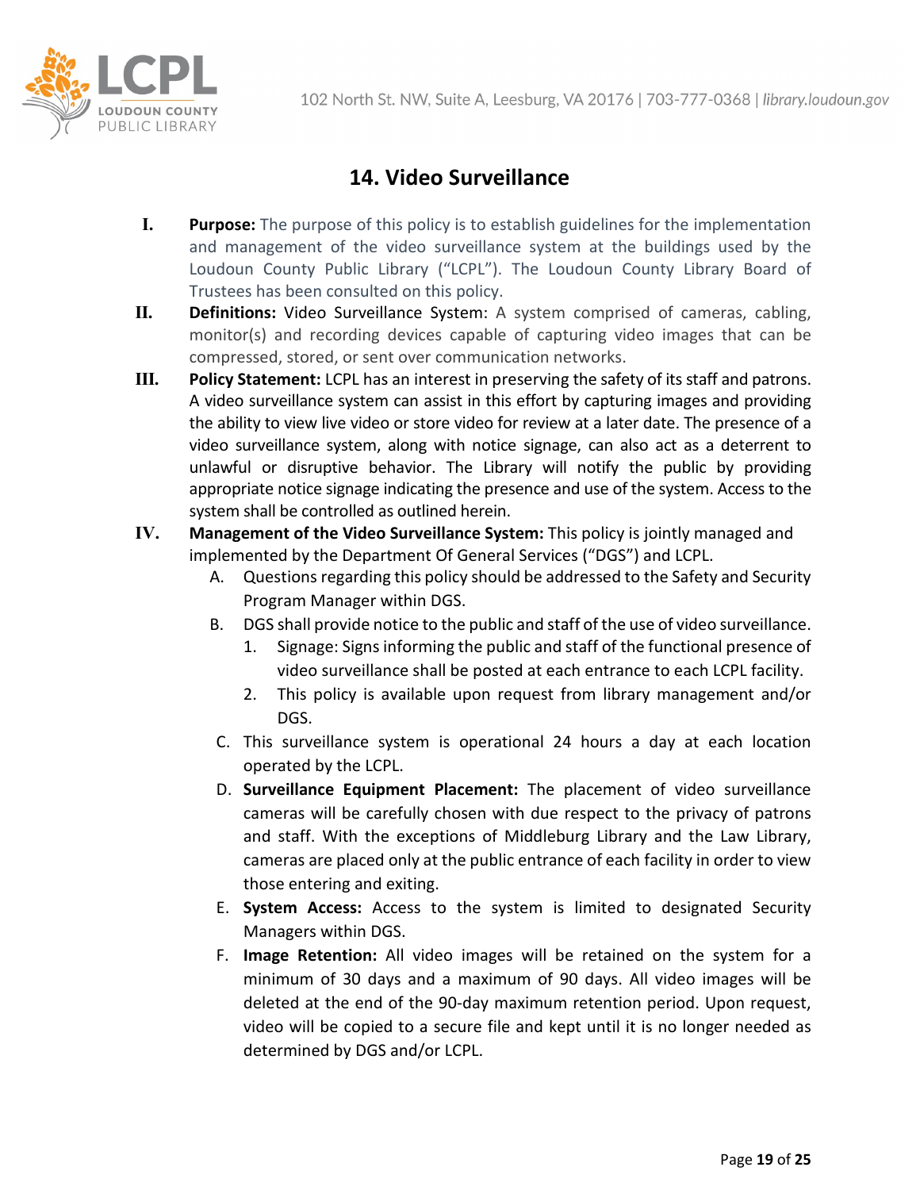## 14. Video Surveillance

I. **Purpose:** The purpose of this policy is to establish guidelines for the implementation and management of the video surveillance system at the buildings used by the Loudoun County Public Library (“LCPL”). The Loudoun County Library Board of Trustees has been consulted on this policy.

II. **Definitions:** Video Surveillance System: A system comprised of cameras, cabling, monitor(s) and recording devices capable of capturing video images that can be compressed, stored, or sent over communication networks.

III. **Policy Statement:** LCPL has an interest in preserving the safety of its staff and patrons. A video surveillance system can assist in this effort by capturing images and providing the ability to view live video or store video for review at a later date. The presence of a video surveillance system, along with notice signage, can also act as a deterrent to unlawful or disruptive behavior. The Library will notify the public by providing appropriate notice signage indicating the presence and use of the system. Access to the system shall be controlled as outlined herein.

IV. **Management of the Video Surveillance System:** This policy is jointly managed and implemented by the Department Of General Services (“DGS”) and LCPL.

   A. Questions regarding this policy should be addressed to the Safety and Security Program Manager within DGS.

   B. DGS shall provide notice to the public and staff of the use of video surveillance.

      1. Signage: Signs informing the public and staff of the functional presence of video surveillance shall be posted at each entrance to each LCPL facility.

      2. This policy is available upon request from library management and/or DGS.

   C. This surveillance system is operational 24 hours a day at each location operated by the LCPL.

   D. **Surveillance Equipment Placement:** The placement of video surveillance cameras will be carefully chosen with due respect to the privacy of patrons and staff. With the exceptions of Middleburg Library and the Law Library, cameras are placed only at the public entrance of each facility in order to view those entering and exiting.

   E. **System Access:** Access to the system is limited to designated Security Managers within DGS.

   F. **Image Retention:** All video images will be retained on the system for a minimum of 30 days and a maximum of 90 days. All video images will be deleted at the end of the 90-day maximum retention period. Upon request, video will be copied to a secure file and kept until it is no longer needed as determined by DGS and/or LCPL.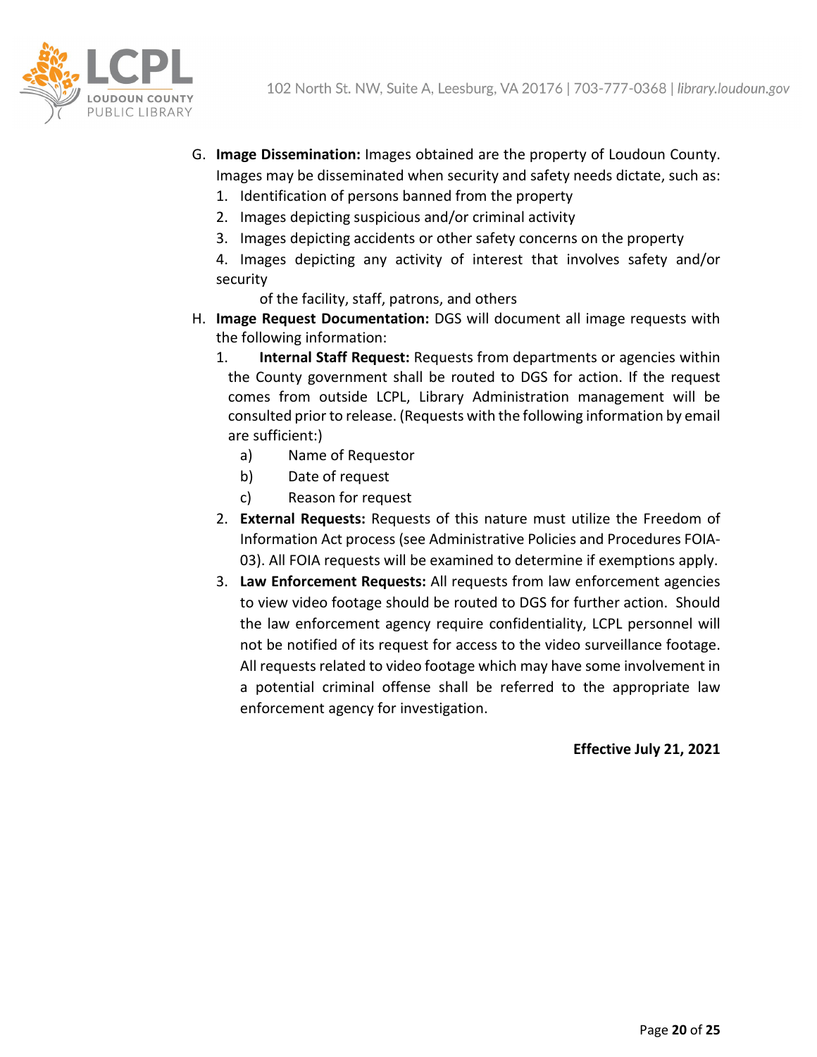G. **Image Dissemination:** Images obtained are the property of Loudoun County. Images may be disseminated when security and safety needs dictate, such as:
   1. Identification of persons banned from the property
   2. Images depicting suspicious and/or criminal activity
   3. Images depicting accidents or other safety concerns on the property
   4. Images depicting any activity of interest that involves safety and/or security of the facility, staff, patrons, and others

H. **Image Request Documentation:** DGS will document all image requests with the following information:
   1. **Internal Staff Request:** Requests from departments or agencies within the County government shall be routed to DGS for action. If the request comes from outside LCPL, Library Administration management will be consulted prior to release. (Requests with the following information by email are sufficient:)
      a) Name of Requestor
      b) Date of request
      c) Reason for request
   2. **External Requests:** Requests of this nature must utilize the Freedom of Information Act process (see Administrative Policies and Procedures FOIA-03). All FOIA requests will be examined to determine if exemptions apply.
   3. **Law Enforcement Requests:** All requests from law enforcement agencies to view video footage should be routed to DGS for further action. Should the law enforcement agency require confidentiality, LCPL personnel will not be notified of its request for access to the video surveillance footage. All requests related to video footage which may have some involvement in a potential criminal offense shall be referred to the appropriate law enforcement agency for investigation.

**Effective July 21, 2021**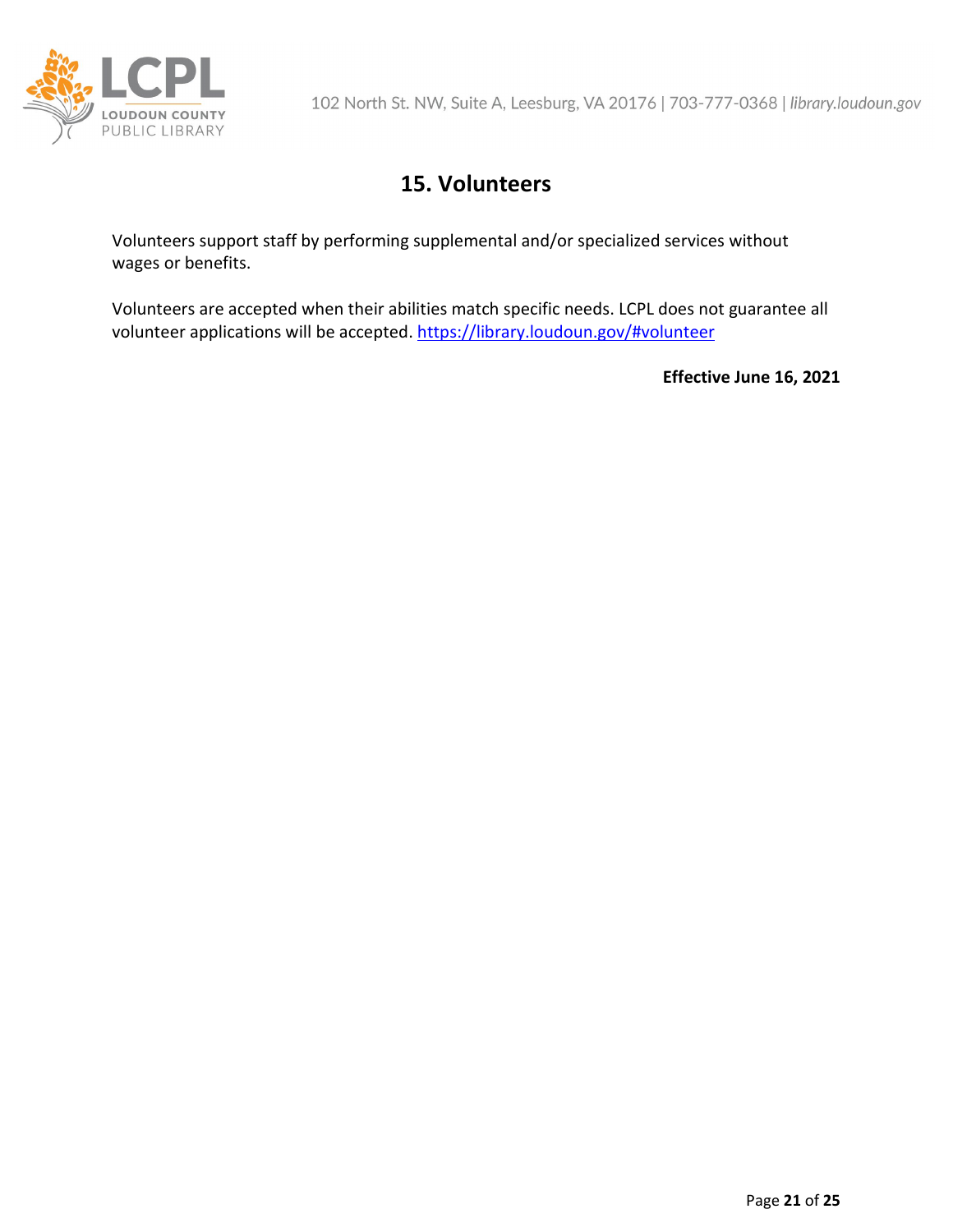## 15. Volunteers

Volunteers support staff by performing supplemental and/or specialized services without wages or benefits.

Volunteers are accepted when their abilities match specific needs. LCPL does not guarantee all volunteer applications will be accepted. https://library.loudoun.gov/#volunteer

**Effective June 16, 2021**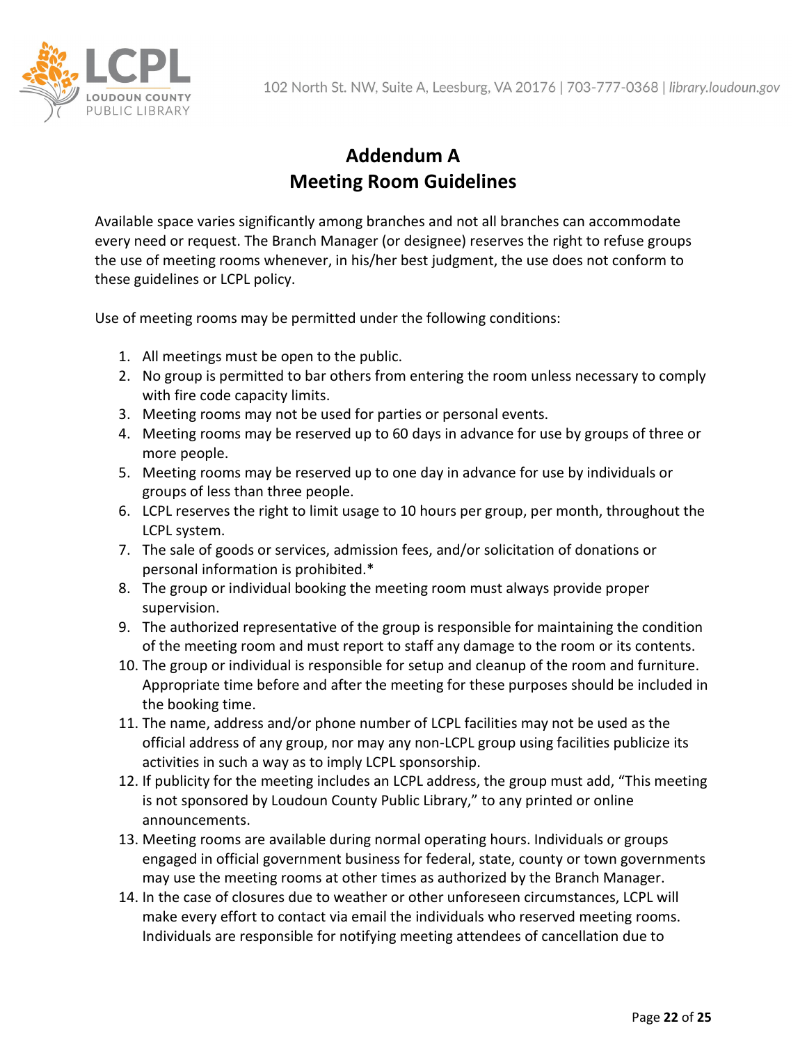# Addendum A
# Meeting Room Guidelines

Available space varies significantly among branches and not all branches can accommodate every need or request. The Branch Manager (or designee) reserves the right to refuse groups the use of meeting rooms whenever, in his/her best judgment, the use does not conform to these guidelines or LCPL policy.

Use of meeting rooms may be permitted under the following conditions:

1. All meetings must be open to the public.
2. No group is permitted to bar others from entering the room unless necessary to comply with fire code capacity limits.
3. Meeting rooms may not be used for parties or personal events.
4. Meeting rooms may be reserved up to 60 days in advance for use by groups of three or more people.
5. Meeting rooms may be reserved up to one day in advance for use by individuals or groups of less than three people.
6. LCPL reserves the right to limit usage to 10 hours per group, per month, throughout the LCPL system.
7. The sale of goods or services, admission fees, and/or solicitation of donations or personal information is prohibited.*
8. The group or individual booking the meeting room must always provide proper supervision.
9. The authorized representative of the group is responsible for maintaining the condition of the meeting room and must report to staff any damage to the room or its contents.
10. The group or individual is responsible for setup and cleanup of the room and furniture. Appropriate time before and after the meeting for these purposes should be included in the booking time.
11. The name, address and/or phone number of LCPL facilities may not be used as the official address of any group, nor may any non-LCPL group using facilities publicize its activities in such a way as to imply LCPL sponsorship.
12. If publicity for the meeting includes an LCPL address, the group must add, "This meeting is not sponsored by Loudoun County Public Library," to any printed or online announcements.
13. Meeting rooms are available during normal operating hours. Individuals or groups engaged in official government business for federal, state, county or town governments may use the meeting rooms at other times as authorized by the Branch Manager.
14. In the case of closures due to weather or other unforeseen circumstances, LCPL will make every effort to contact via email the individuals who reserved meeting rooms. Individuals are responsible for notifying meeting attendees of cancellation due to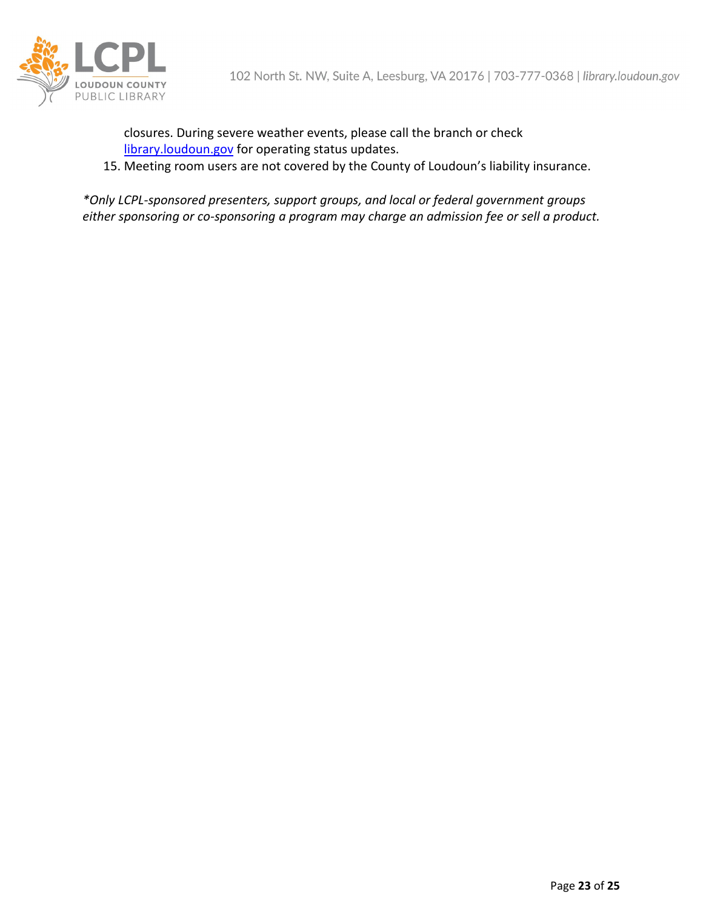closures. During severe weather events, please call the branch or check [library.loudoun.gov](library.loudoun.gov) for operating status updates.

15. Meeting room users are not covered by the County of Loudoun's liability insurance.

*\*Only LCPL-sponsored presenters, support groups, and local or federal government groups either sponsoring or co-sponsoring a program may charge an admission fee or sell a product.*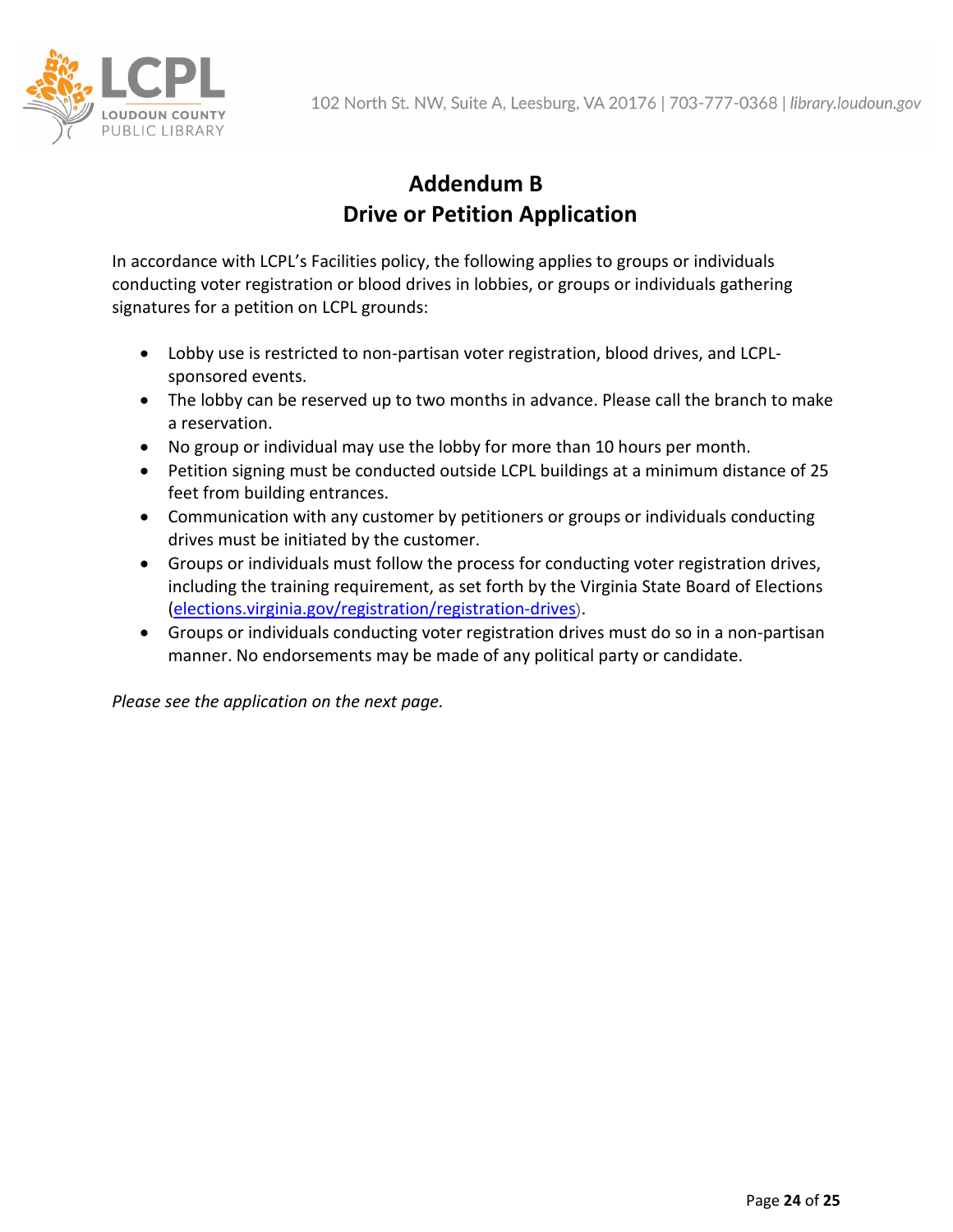# Addendum B
# Drive or Petition Application

In accordance with LCPL's Facilities policy, the following applies to groups or individuals conducting voter registration or blood drives in lobbies, or groups or individuals gathering signatures for a petition on LCPL grounds:

- Lobby use is restricted to non-partisan voter registration, blood drives, and LCPL-sponsored events.
- The lobby can be reserved up to two months in advance. Please call the branch to make a reservation.
- No group or individual may use the lobby for more than 10 hours per month.
- Petition signing must be conducted outside LCPL buildings at a minimum distance of 25 feet from building entrances.
- Communication with any customer by petitioners or groups or individuals conducting drives must be initiated by the customer.
- Groups or individuals must follow the process for conducting voter registration drives, including the training requirement, as set forth by the Virginia State Board of Elections (elections.virginia.gov/registration/registration-drives).
- Groups or individuals conducting voter registration drives must do so in a non-partisan manner. No endorsements may be made of any political party or candidate.

*Please see the application on the next page.*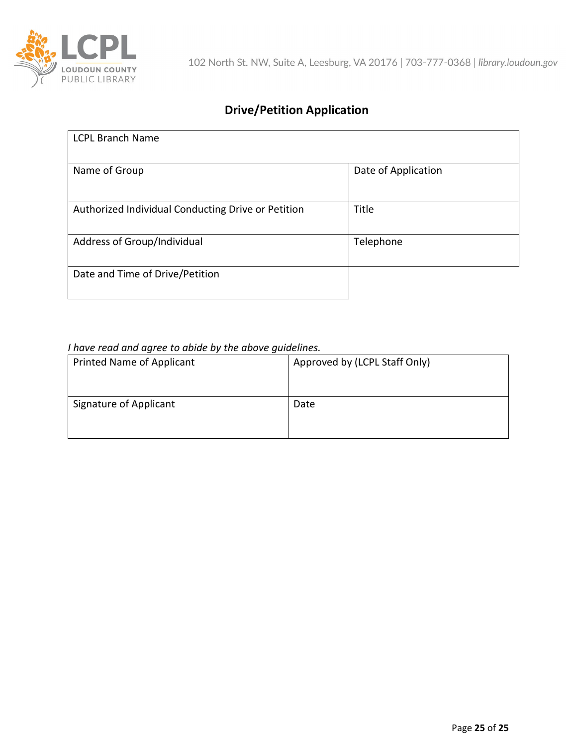## Drive/Petition Application

| | |
|---|---|
| LCPL Branch Name | |
| Name of Group | Date of Application |
| Authorized Individual Conducting Drive or Petition | Title |
| Address of Group/Individual | Telephone |
| Date and Time of Drive/Petition | |

*I have read and agree to abide by the above guidelines.*

| | |
|---|---|
| Printed Name of Applicant | Approved by (LCPL Staff Only) |
| Signature of Applicant | Date |